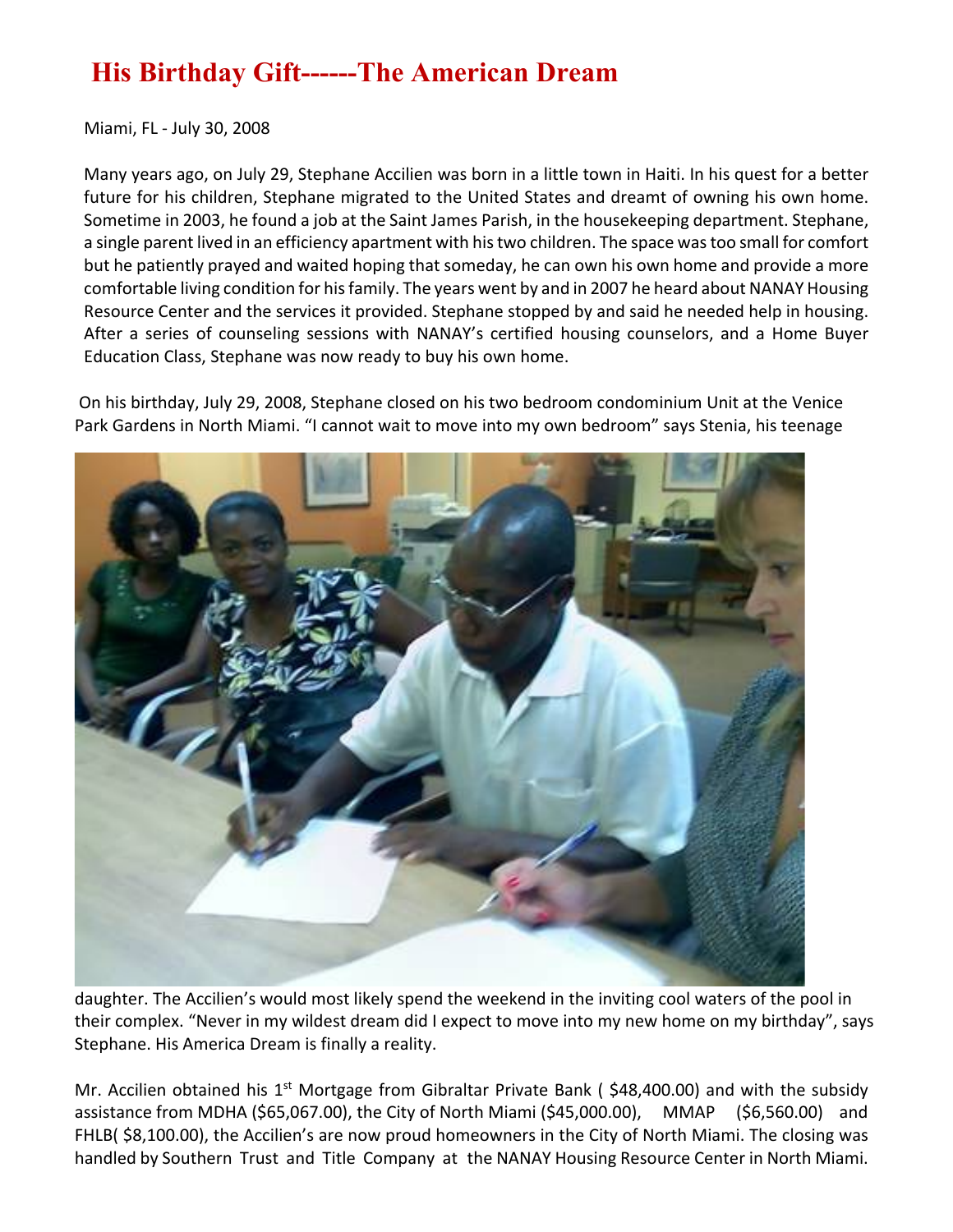# His Birthday Gift------The American Dream

Miami, FL - July 30, 2008

Many years ago, on July 29, Stephane Accilien was born in a little town in Haiti. In his quest for a better future for his children, Stephane migrated to the United States and dreamt of owning his own home. Sometime in 2003, he found a job at the Saint James Parish, in the housekeeping department. Stephane, a single parent lived in an efficiency apartment with his two children. The space was too small for comfort but he patiently prayed and waited hoping that someday, he can own his own home and provide a more comfortable living condition for his family. The years went by and in 2007 he heard about NANAY Housing Resource Center and the services it provided. Stephane stopped by and said he needed help in housing. After a series of counseling sessions with NANAY's certified housing counselors, and a Home Buyer Education Class, Stephane was now ready to buy his own home.

On his birthday, July 29, 2008, Stephane closed on his two bedroom condominium Unit at the Venice Park Gardens in North Miami. "I cannot wait to move into my own bedroom" says Stenia, his teenage daughter. The Accilien's would most likely spend the weekend in the inviting cool waters of the pool in their complex. "Never in my wildest dream did I expect to move into my new home on my birthday", says Stephane. His America Dream is finally a reality.

Mr. Accilien obtained his 1st Mortgage from Gibraltar Private Bank ( $48,400.00) and with the subsidy assistance from MDHA ($65,067.00), the City of North Miami ($45,000.00), MMAP ($6,560.00) and FHLB( $8,100.00), the Accilien's are now proud homeowners in the City of North Miami. The closing was handled by Southern Trust and Title Company at the NANAY Housing Resource Center in North Miami.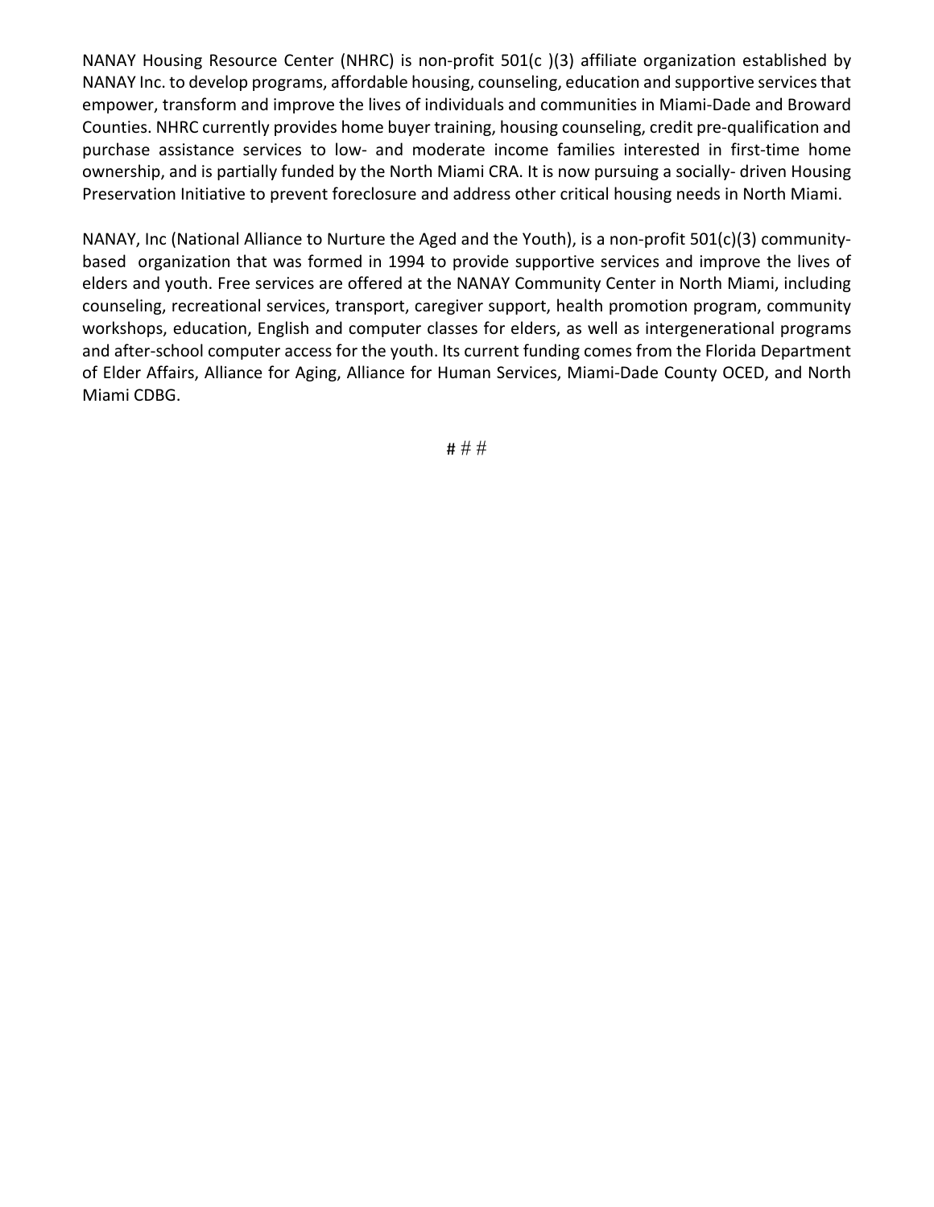NANAY Housing Resource Center (NHRC) is non-profit 501(c )(3) affiliate organization established by NANAY Inc. to develop programs, affordable housing, counseling, education and supportive services that empower, transform and improve the lives of individuals and communities in Miami-Dade and Broward Counties. NHRC currently provides home buyer training, housing counseling, credit pre-qualification and purchase assistance services to low- and moderate income families interested in first-time home ownership, and is partially funded by the North Miami CRA. It is now pursuing a socially- driven Housing Preservation Initiative to prevent foreclosure and address other critical housing needs in North Miami.

NANAY, Inc (National Alliance to Nurture the Aged and the Youth), is a non-profit 501(c)(3) community-based organization that was formed in 1994 to provide supportive services and improve the lives of elders and youth. Free services are offered at the NANAY Community Center in North Miami, including counseling, recreational services, transport, caregiver support, health promotion program, community workshops, education, English and computer classes for elders, as well as intergenerational programs and after-school computer access for the youth. Its current funding comes from the Florida Department of Elder Affairs, Alliance for Aging, Alliance for Human Services, Miami-Dade County OCED, and North Miami CDBG.

# # #